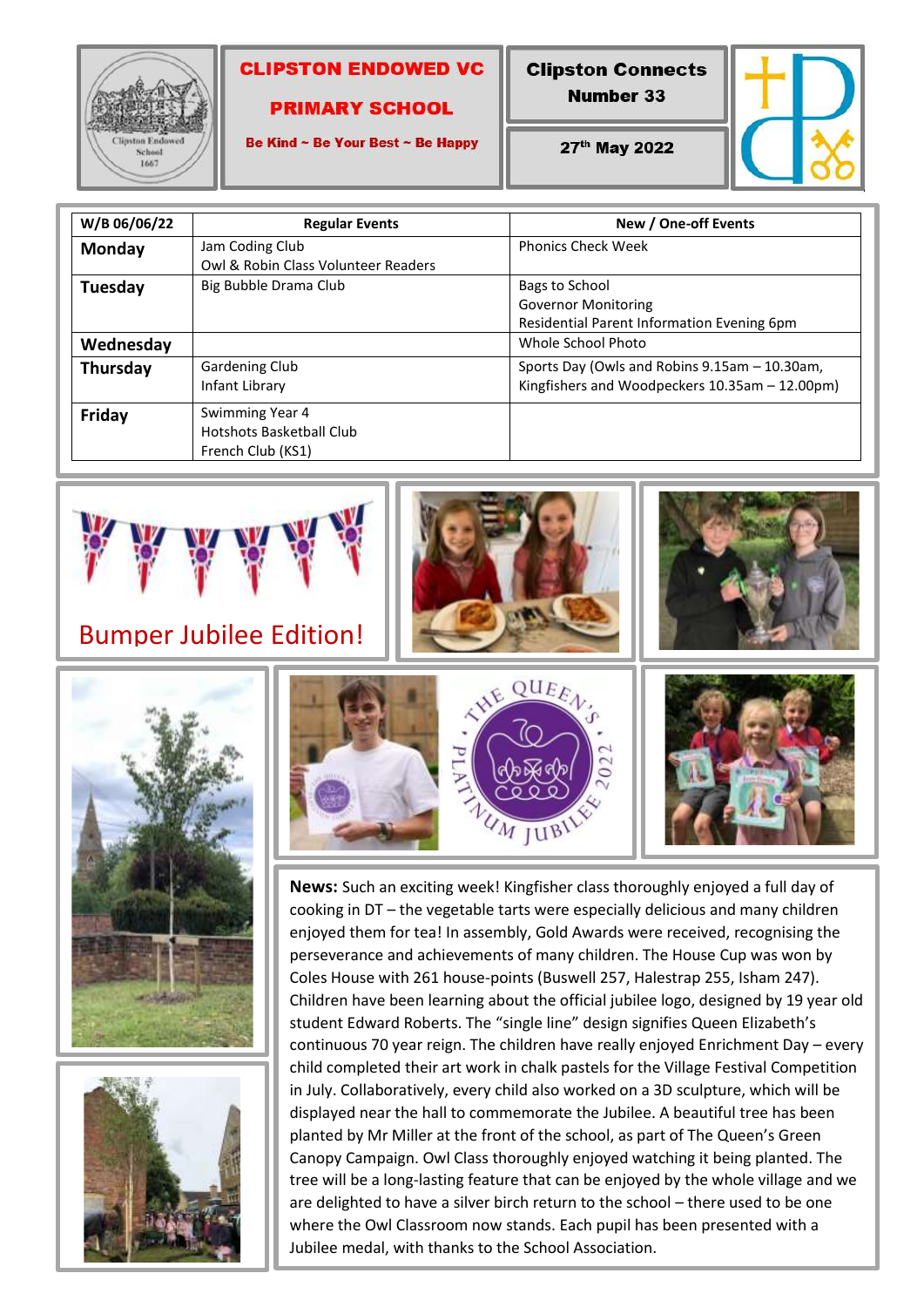# CLIPSTON ENDOWED VC PRIMARY SCHOOL

**Be Kind ~ Be Your Best ~ Be Happy**

## Clipston Connects Number 33

**27th May 2022**

| W/B 06/06/22 | Regular Events | New / One-off Events |
|---|---|---|
| **Monday** | Jam Coding Club<br>Owl & Robin Class Volunteer Readers | Phonics Check Week |
| **Tuesday** | Big Bubble Drama Club | Bags to School<br>Governor Monitoring<br>Residential Parent Information Evening 6pm |
| **Wednesday** | | Whole School Photo |
| **Thursday** | Gardening Club<br>Infant Library | Sports Day (Owls and Robins 9.15am – 10.30am, Kingfishers and Woodpeckers 10.35am – 12.00pm) |
| **Friday** | Swimming Year 4<br>Hotshots Basketball Club<br>French Club (KS1) | |

## Bumper Jubilee Edition!

**News:** Such an exciting week! Kingfisher class thoroughly enjoyed a full day of cooking in DT – the vegetable tarts were especially delicious and many children enjoyed them for tea! In assembly, Gold Awards were received, recognising the perseverance and achievements of many children. The House Cup was won by Coles House with 261 house-points (Buswell 257, Halestrap 255, Isham 247). Children have been learning about the official jubilee logo, designed by 19 year old student Edward Roberts. The "single line" design signifies Queen Elizabeth's continuous 70 year reign. The children have really enjoyed Enrichment Day – every child completed their art work in chalk pastels for the Village Festival Competition in July. Collaboratively, every child also worked on a 3D sculpture, which will be displayed near the hall to commemorate the Jubilee. A beautiful tree has been planted by Mr Miller at the front of the school, as part of The Queen's Green Canopy Campaign. Owl Class thoroughly enjoyed watching it being planted. The tree will be a long-lasting feature that can be enjoyed by the whole village and we are delighted to have a silver birch return to the school – there used to be one where the Owl Classroom now stands. Each pupil has been presented with a Jubilee medal, with thanks to the School Association.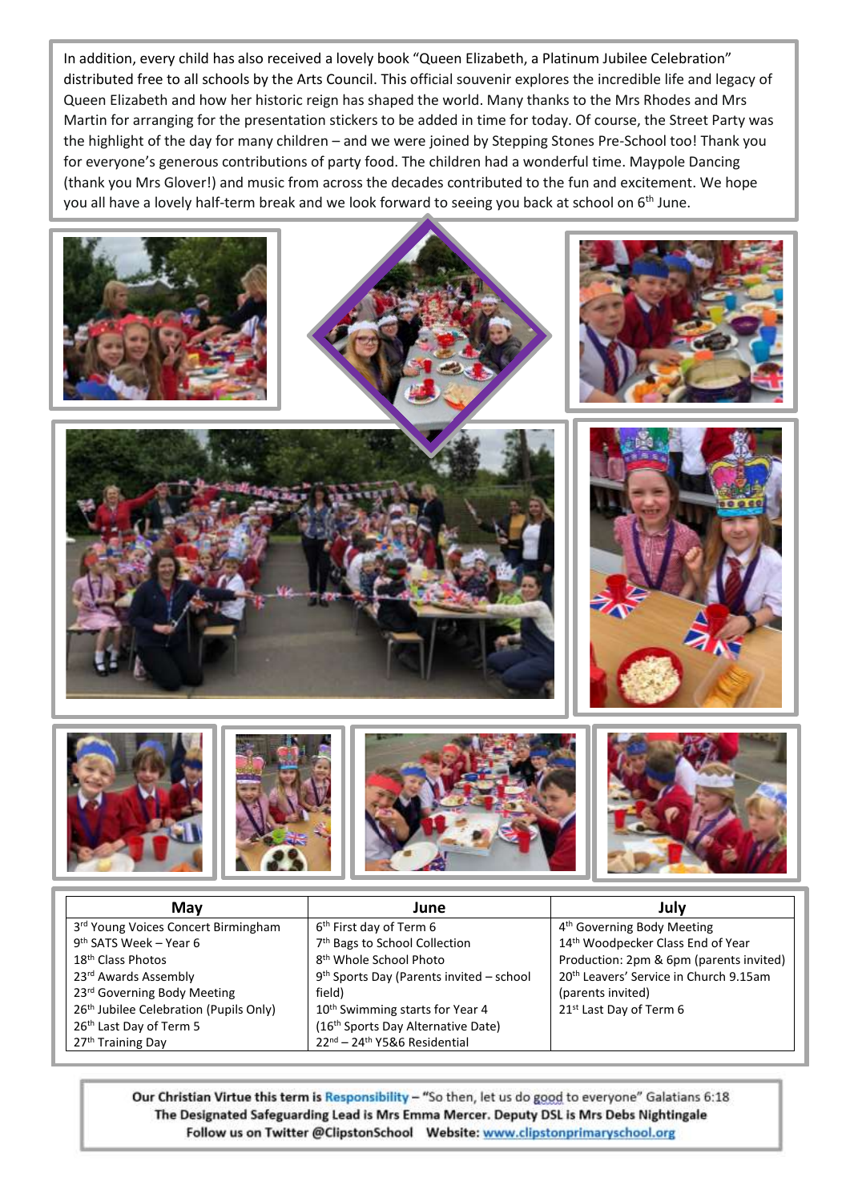In addition, every child has also received a lovely book "Queen Elizabeth, a Platinum Jubilee Celebration" distributed free to all schools by the Arts Council. This official souvenir explores the incredible life and legacy of Queen Elizabeth and how her historic reign has shaped the world. Many thanks to the Mrs Rhodes and Mrs Martin for arranging for the presentation stickers to be added in time for today. Of course, the Street Party was the highlight of the day for many children – and we were joined by Stepping Stones Pre-School too! Thank you for everyone's generous contributions of party food. The children had a wonderful time. Maypole Dancing (thank you Mrs Glover!) and music from across the decades contributed to the fun and excitement. We hope you all have a lovely half-term break and we look forward to seeing you back at school on 6th June.

| May | June | July |
|---|---|---|
| 3rd Young Voices Concert Birmingham<br>9th SATS Week – Year 6<br>18th Class Photos<br>23rd Awards Assembly<br>23rd Governing Body Meeting<br>26th Jubilee Celebration (Pupils Only)<br>26th Last Day of Term 5<br>27th Training Day | 6th First day of Term 6<br>7th Bags to School Collection<br>8th Whole School Photo<br>9th Sports Day (Parents invited – school field)<br>10th Swimming starts for Year 4<br>(16th Sports Day Alternative Date)<br>22nd – 24th Y5&6 Residential | 4th Governing Body Meeting<br>14th Woodpecker Class End of Year Production: 2pm & 6pm (parents invited)<br>20th Leavers' Service in Church 9.15am (parents invited)<br>21st Last Day of Term 6 |

**Our Christian Virtue this term is Responsibility** – "So then, let us do good to everyone" Galatians 6:18
**The Designated Safeguarding Lead is Mrs Emma Mercer. Deputy DSL is Mrs Debs Nightingale**
**Follow us on Twitter @ClipstonSchool Website: www.clipstonprimaryschool.org**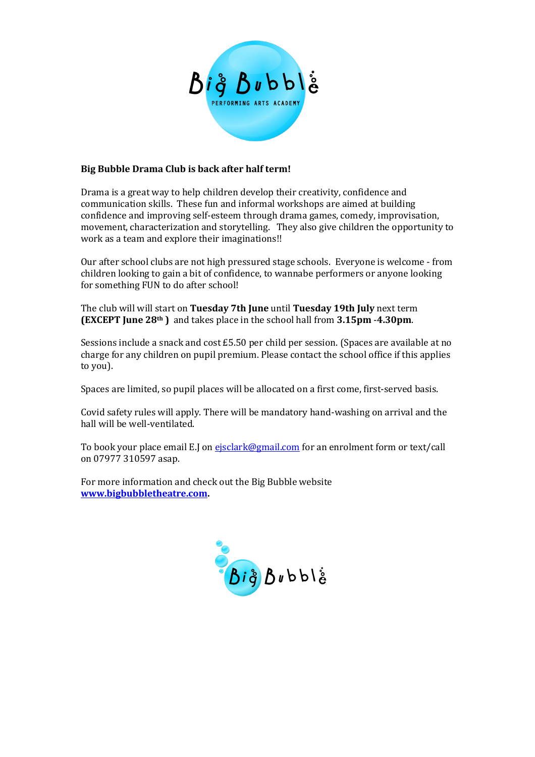**Big Bubble Drama Club is back after half term!**

Drama is a great way to help children develop their creativity, confidence and communication skills. These fun and informal workshops are aimed at building confidence and improving self-esteem through drama games, comedy, improvisation, movement, characterization and storytelling. They also give children the opportunity to work as a team and explore their imaginations!!

Our after school clubs are not high pressured stage schools. Everyone is welcome - from children looking to gain a bit of confidence, to wannabe performers or anyone looking for something FUN to do after school!

The club will will start on **Tuesday 7th June** until **Tuesday 19th July** next term **(EXCEPT June 28th )** and takes place in the school hall from **3.15pm -4.30pm**.

Sessions include a snack and cost £5.50 per child per session. (Spaces are available at no charge for any children on pupil premium. Please contact the school office if this applies to you).

Spaces are limited, so pupil places will be allocated on a first come, first-served basis.

Covid safety rules will apply. There will be mandatory hand-washing on arrival and the hall will be well-ventilated.

To book your place email E.J on ejsclark@gmail.com for an enrolment form or text/call on 07977 310597 asap.

For more information and check out the Big Bubble website **www.bigbubbletheatre.com.**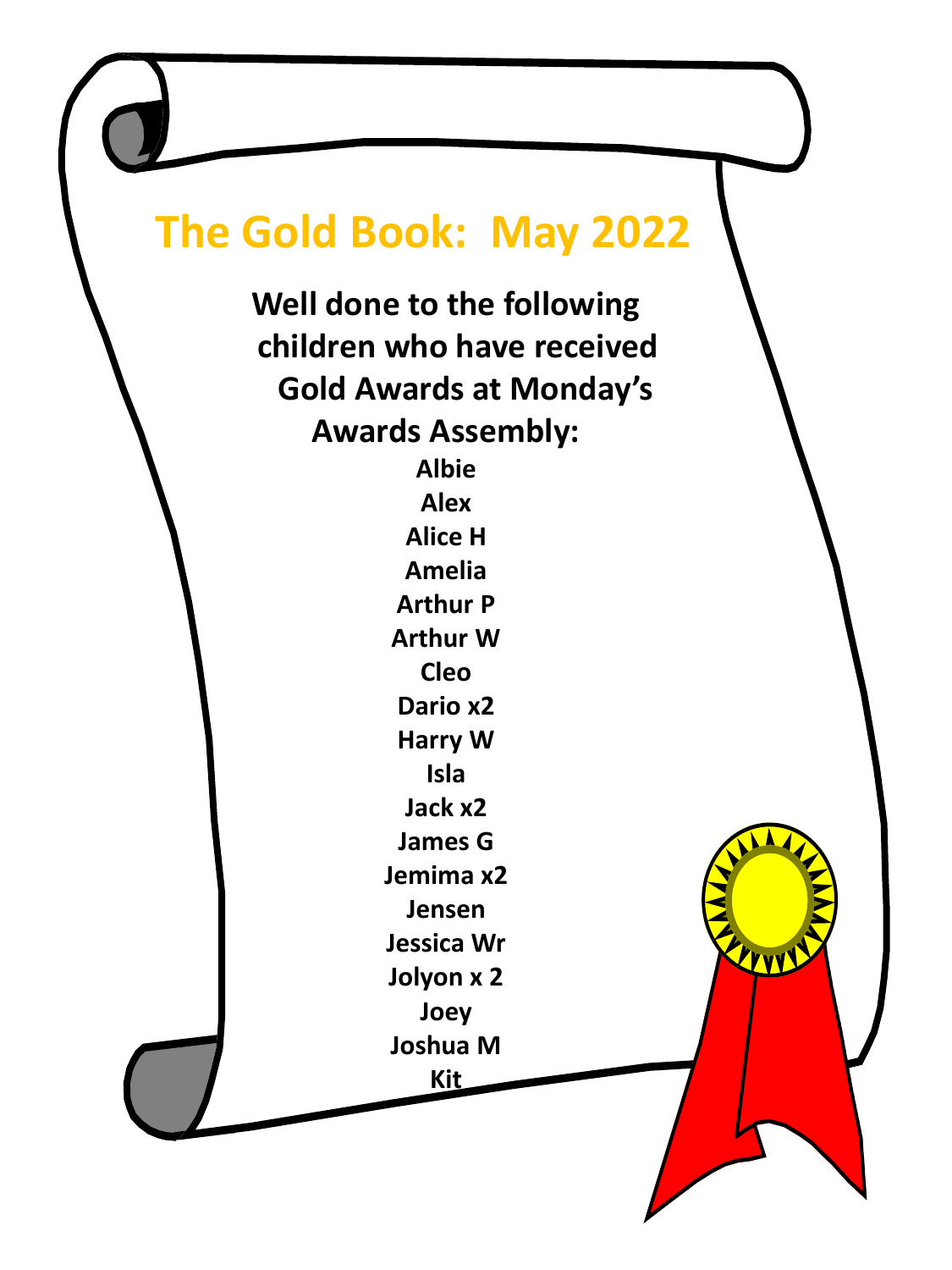# The Gold Book: May 2022

**Well done to the following children who have received Gold Awards at Monday's Awards Assembly:**

**Albie**
**Alex**
**Alice H**
**Amelia**
**Arthur P**
**Arthur W**
**Cleo**
**Dario x2**
**Harry W**
**Isla**
**Jack x2**
**James G**
**Jemima x2**
**Jensen**
**Jessica Wr**
**Jolyon x 2**
**Joey**
**Joshua M**
**Kit**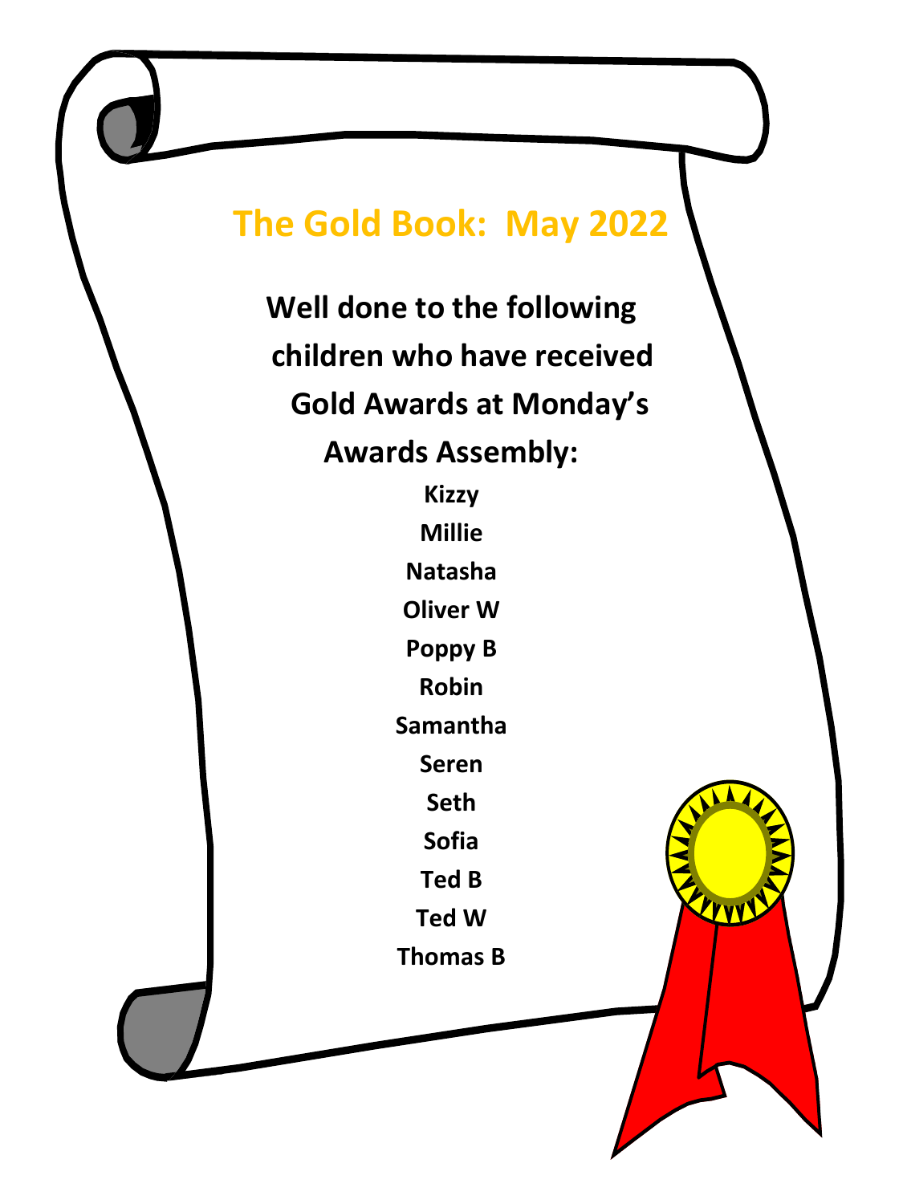# The Gold Book: May 2022

**Well done to the following children who have received Gold Awards at Monday's Awards Assembly:**

**Kizzy**

**Millie**

**Natasha**

**Oliver W**

**Poppy B**

**Robin**

**Samantha**

**Seren**

**Seth**

**Sofia**

**Ted B**

**Ted W**

**Thomas B**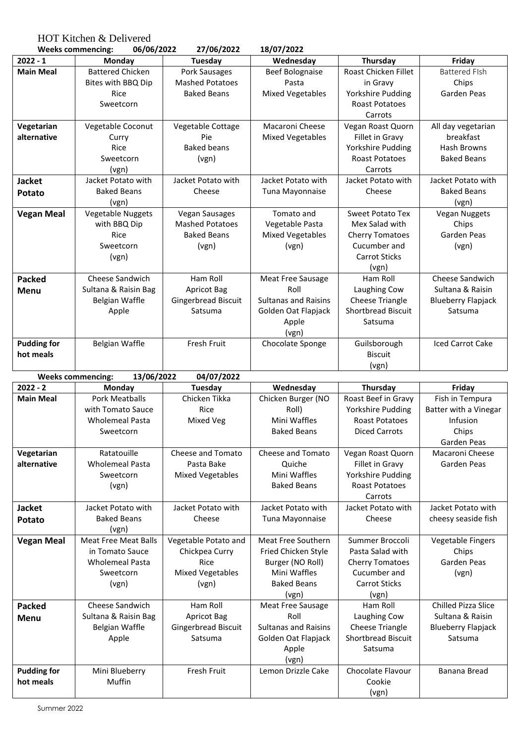HOT Kitchen & Delivered

**Weeks commencing: 06/06/2022 27/06/2022 18/07/2022**

| 2022 - 1 | Monday | Tuesday | Wednesday | Thursday | Friday |
|---|---|---|---|---|---|
| **Main Meal** | Battered Chicken Bites with BBQ Dip Rice Sweetcorn | Pork Sausages Mashed Potatoes Baked Beans | Beef Bolognaise Pasta Mixed Vegetables | Roast Chicken Fillet in Gravy Yorkshire Pudding Roast Potatoes Carrots | Battered FIsh Chips Garden Peas |
| **Vegetarian alternative** | Vegetable Coconut Curry Rice Sweetcorn (vgn) | Vegetable Cottage Pie Baked beans (vgn) | Macaroni Cheese Mixed Vegetables | Vegan Roast Quorn Fillet in Gravy Yorkshire Pudding Roast Potatoes Carrots | All day vegetarian breakfast Hash Browns Baked Beans |
| **Jacket Potato** | Jacket Potato with Baked Beans (vgn) | Jacket Potato with Cheese | Jacket Potato with Tuna Mayonnaise | Jacket Potato with Cheese | Jacket Potato with Baked Beans (vgn) |
| **Vegan Meal** | Vegetable Nuggets with BBQ Dip Rice Sweetcorn (vgn) | Vegan Sausages Mashed Potatoes Baked Beans (vgn) | Tomato and Vegetable Pasta Mixed Vegetables (vgn) | Sweet Potato Tex Mex Salad with Cherry Tomatoes Cucumber and Carrot Sticks (vgn) | Vegan Nuggets Chips Garden Peas (vgn) |
| **Packed Menu** | Cheese Sandwich Sultana & Raisin Bag Belgian Waffle Apple | Ham Roll Apricot Bag Gingerbread Biscuit Satsuma | Meat Free Sausage Roll Sultanas and Raisins Golden Oat Flapjack Apple (vgn) | Ham Roll Laughing Cow Cheese Triangle Shortbread Biscuit Satsuma | Cheese Sandwich Sultana & Raisin Blueberry Flapjack Satsuma |
| **Pudding for hot meals** | Belgian Waffle | Fresh Fruit | Chocolate Sponge | Guilsborough Biscuit (vgn) | Iced Carrot Cake |

**Weeks commencing: 13/06/2022 04/07/2022**

| 2022 - 2 | Monday | Tuesday | Wednesday | Thursday | Friday |
|---|---|---|---|---|---|
| **Main Meal** | Pork Meatballs with Tomato Sauce Wholemeal Pasta Sweetcorn | Chicken Tikka Rice Mixed Veg | Chicken Burger (NO Roll) Mini Waffles Baked Beans | Roast Beef in Gravy Yorkshire Pudding Roast Potatoes Diced Carrots | Fish in Tempura Batter with a Vinegar Infusion Chips Garden Peas |
| **Vegetarian alternative** | Ratatouille Wholemeal Pasta Sweetcorn (vgn) | Cheese and Tomato Pasta Bake Mixed Vegetables | Cheese and Tomato Quiche Mini Waffles Baked Beans | Vegan Roast Quorn Fillet in Gravy Yorkshire Pudding Roast Potatoes Carrots | Macaroni Cheese Garden Peas |
| **Jacket Potato** | Jacket Potato with Baked Beans (vgn) | Jacket Potato with Cheese | Jacket Potato with Tuna Mayonnaise | Jacket Potato with Cheese | Jacket Potato with cheesy seaside fish |
| **Vegan Meal** | Meat Free Meat Balls in Tomato Sauce Wholemeal Pasta Sweetcorn (vgn) | Vegetable Potato and Chickpea Curry Rice Mixed Vegetables (vgn) | Meat Free Southern Fried Chicken Style Burger (NO Roll) Mini Waffles Baked Beans (vgn) | Summer Broccoli Pasta Salad with Cherry Tomatoes Cucumber and Carrot Sticks (vgn) | Vegetable Fingers Chips Garden Peas (vgn) |
| **Packed Menu** | Cheese Sandwich Sultana & Raisin Bag Belgian Waffle Apple | Ham Roll Apricot Bag Gingerbread Biscuit Satsuma | Meat Free Sausage Roll Sultanas and Raisins Golden Oat Flapjack Apple (vgn) | Ham Roll Laughing Cow Cheese Triangle Shortbread Biscuit Satsuma | Chilled Pizza Slice Sultana & Raisin Blueberry Flapjack Satsuma |
| **Pudding for hot meals** | Mini Blueberry Muffin | Fresh Fruit | Lemon Drizzle Cake | Chocolate Flavour Cookie (vgn) | Banana Bread |

Summer 2022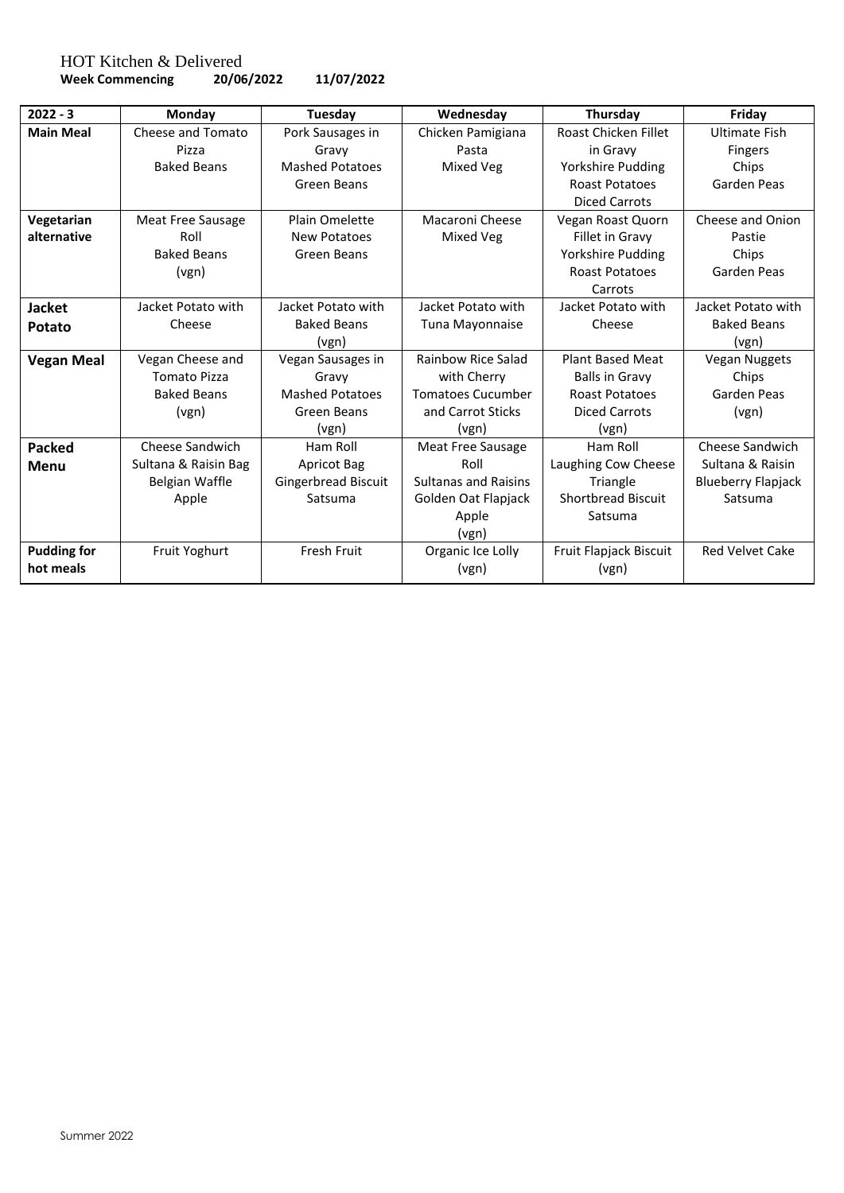HOT Kitchen & Delivered

**Week Commencing 20/06/2022 11/07/2022**

| 2022 - 3 | Monday | Tuesday | Wednesday | Thursday | Friday |
|---|---|---|---|---|---|
| **Main Meal** | Cheese and Tomato Pizza Baked Beans | Pork Sausages in Gravy Mashed Potatoes Green Beans | Chicken Pamigiana Pasta Mixed Veg | Roast Chicken Fillet in Gravy Yorkshire Pudding Roast Potatoes Diced Carrots | Ultimate Fish Fingers Chips Garden Peas |
| **Vegetarian alternative** | Meat Free Sausage Roll Baked Beans (vgn) | Plain Omelette New Potatoes Green Beans | Macaroni Cheese Mixed Veg | Vegan Roast Quorn Fillet in Gravy Yorkshire Pudding Roast Potatoes Carrots | Cheese and Onion Pastie Chips Garden Peas |
| **Jacket Potato** | Jacket Potato with Cheese | Jacket Potato with Baked Beans (vgn) | Jacket Potato with Tuna Mayonnaise | Jacket Potato with Cheese | Jacket Potato with Baked Beans (vgn) |
| **Vegan Meal** | Vegan Cheese and Tomato Pizza Baked Beans (vgn) | Vegan Sausages in Gravy Mashed Potatoes Green Beans (vgn) | Rainbow Rice Salad with Cherry Tomatoes Cucumber and Carrot Sticks (vgn) | Plant Based Meat Balls in Gravy Roast Potatoes Diced Carrots (vgn) | Vegan Nuggets Chips Garden Peas (vgn) |
| **Packed Menu** | Cheese Sandwich Sultana & Raisin Bag Belgian Waffle Apple | Ham Roll Apricot Bag Gingerbread Biscuit Satsuma | Meat Free Sausage Roll Sultanas and Raisins Golden Oat Flapjack Apple (vgn) | Ham Roll Laughing Cow Cheese Triangle Shortbread Biscuit Satsuma | Cheese Sandwich Sultana & Raisin Blueberry Flapjack Satsuma |
| **Pudding for hot meals** | Fruit Yoghurt | Fresh Fruit | Organic Ice Lolly (vgn) | Fruit Flapjack Biscuit (vgn) | Red Velvet Cake |

Summer 2022